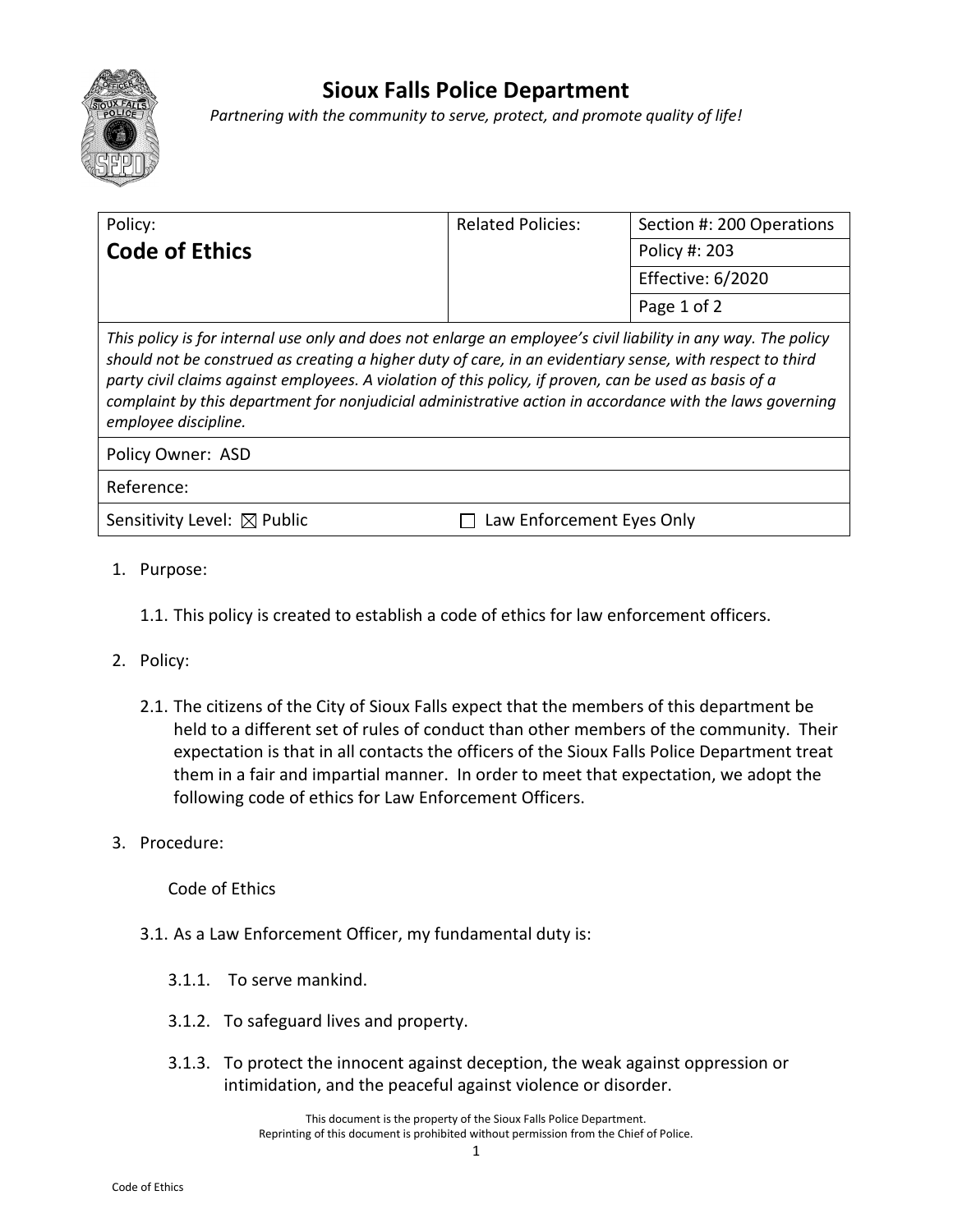# Sioux Falls Police Department

*Partnering with the community to serve, protect, and promote quality of life!*

| Policy: **Code of Ethics** | Related Policies: | Section #: 200 Operations |
|---|---|---|
| | | Policy #: 203 |
| | | Effective: 6/2020 |
| | | Page 1 of 2 |

*This policy is for internal use only and does not enlarge an employee's civil liability in any way. The policy should not be construed as creating a higher duty of care, in an evidentiary sense, with respect to third party civil claims against employees. A violation of this policy, if proven, can be used as basis of a complaint by this department for nonjudicial administrative action in accordance with the laws governing employee discipline.*

Policy Owner: ASD

Reference:

Sensitivity Level: ☒ Public ☐ Law Enforcement Eyes Only

1. Purpose:

   1.1. This policy is created to establish a code of ethics for law enforcement officers.

2. Policy:

   2.1. The citizens of the City of Sioux Falls expect that the members of this department be held to a different set of rules of conduct than other members of the community. Their expectation is that in all contacts the officers of the Sioux Falls Police Department treat them in a fair and impartial manner. In order to meet that expectation, we adopt the following code of ethics for Law Enforcement Officers.

3. Procedure:

   Code of Ethics

   3.1. As a Law Enforcement Officer, my fundamental duty is:

      3.1.1. To serve mankind.

      3.1.2. To safeguard lives and property.

      3.1.3. To protect the innocent against deception, the weak against oppression or intimidation, and the peaceful against violence or disorder.

This document is the property of the Sioux Falls Police Department.
Reprinting of this document is prohibited without permission from the Chief of Police.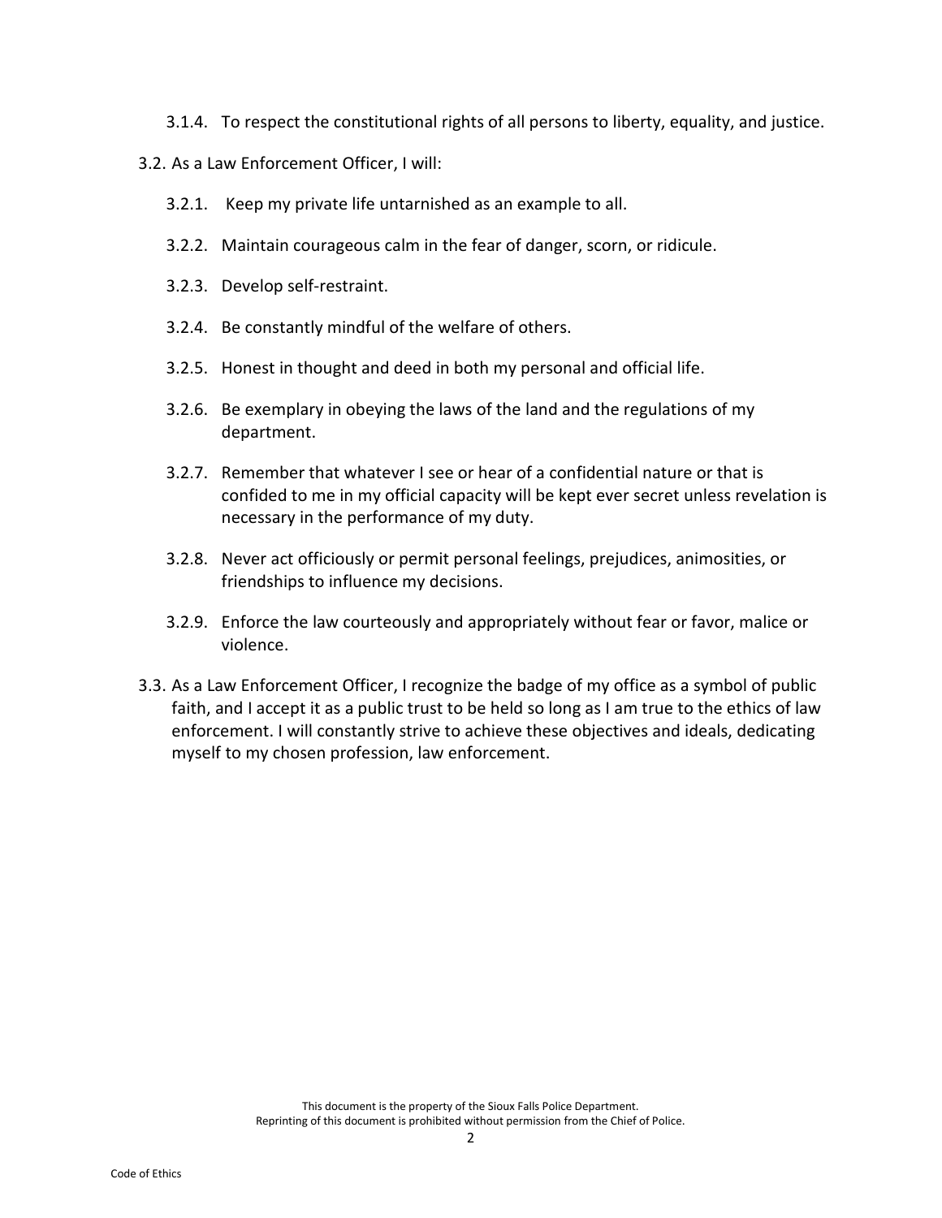3.1.4. To respect the constitutional rights of all persons to liberty, equality, and justice.

3.2. As a Law Enforcement Officer, I will:

3.2.1. Keep my private life untarnished as an example to all.

3.2.2. Maintain courageous calm in the fear of danger, scorn, or ridicule.

3.2.3. Develop self-restraint.

3.2.4. Be constantly mindful of the welfare of others.

3.2.5. Honest in thought and deed in both my personal and official life.

3.2.6. Be exemplary in obeying the laws of the land and the regulations of my department.

3.2.7. Remember that whatever I see or hear of a confidential nature or that is confided to me in my official capacity will be kept ever secret unless revelation is necessary in the performance of my duty.

3.2.8. Never act officiously or permit personal feelings, prejudices, animosities, or friendships to influence my decisions.

3.2.9. Enforce the law courteously and appropriately without fear or favor, malice or violence.

3.3. As a Law Enforcement Officer, I recognize the badge of my office as a symbol of public faith, and I accept it as a public trust to be held so long as I am true to the ethics of law enforcement. I will constantly strive to achieve these objectives and ideals, dedicating myself to my chosen profession, law enforcement.

This document is the property of the Sioux Falls Police Department.
Reprinting of this document is prohibited without permission from the Chief of Police.